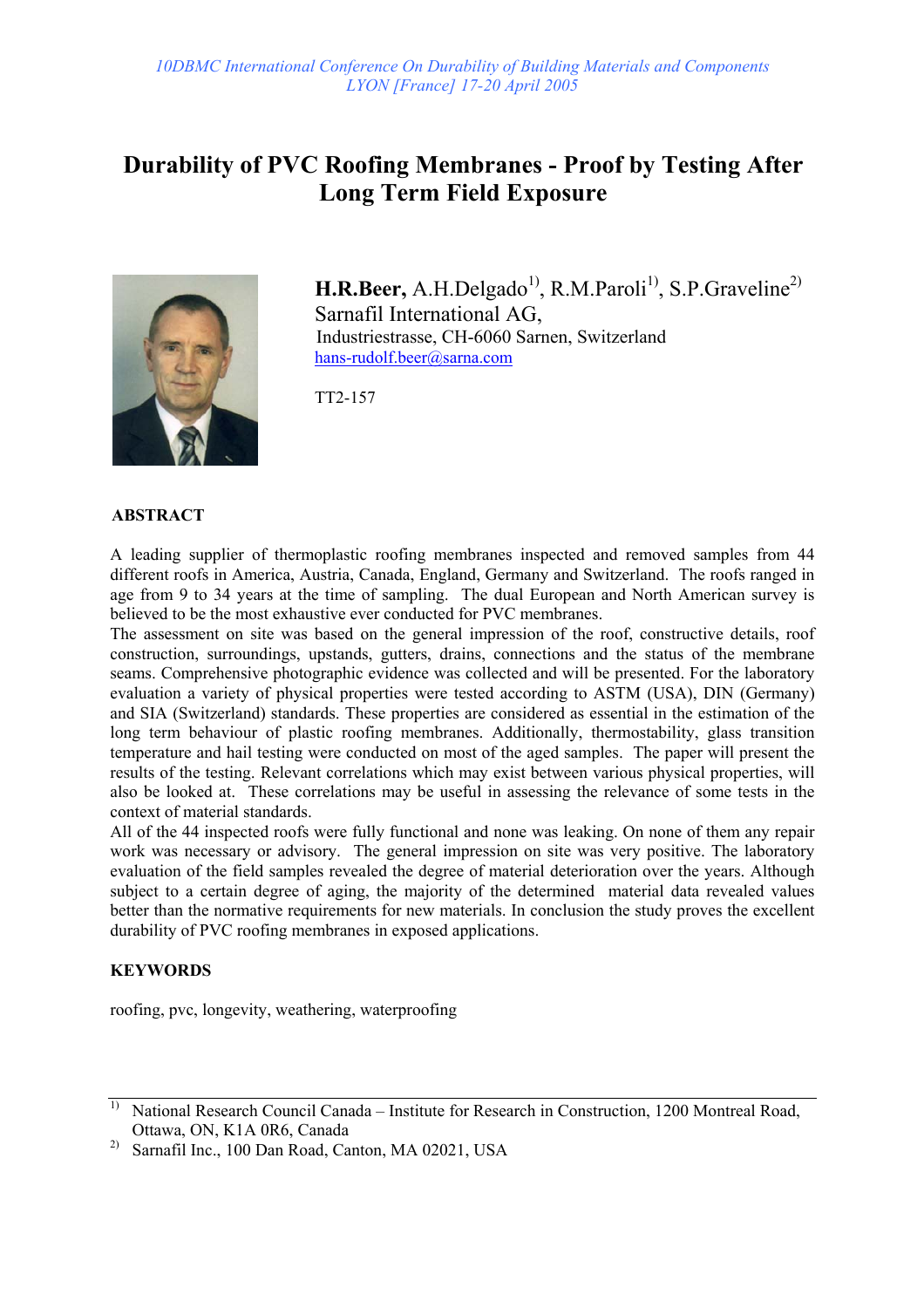*10DBMC International Conference On Durability of Building Materials and Components*
*LYON [France] 17-20 April 2005*

# Durability of PVC Roofing Membranes - Proof by Testing After Long Term Field Exposure

**H.R.Beer,** A.H.Delgado[1], R.M.Paroli[1], S.P.Graveline[2]
Sarnafil International AG,
Industriestrasse, CH-6060 Sarnen, Switzerland
hans-rudolf.beer@sarna.com

TT2-157

## ABSTRACT

A leading supplier of thermoplastic roofing membranes inspected and removed samples from 44 different roofs in America, Austria, Canada, England, Germany and Switzerland. The roofs ranged in age from 9 to 34 years at the time of sampling. The dual European and North American survey is believed to be the most exhaustive ever conducted for PVC membranes.

The assessment on site was based on the general impression of the roof, constructive details, roof construction, surroundings, upstands, gutters, drains, connections and the status of the membrane seams. Comprehensive photographic evidence was collected and will be presented. For the laboratory evaluation a variety of physical properties were tested according to ASTM (USA), DIN (Germany) and SIA (Switzerland) standards. These properties are considered as essential in the estimation of the long term behaviour of plastic roofing membranes. Additionally, thermostability, glass transition temperature and hail testing were conducted on most of the aged samples. The paper will present the results of the testing. Relevant correlations which may exist between various physical properties, will also be looked at. These correlations may be useful in assessing the relevance of some tests in the context of material standards.

All of the 44 inspected roofs were fully functional and none was leaking. On none of them any repair work was necessary or advisory. The general impression on site was very positive. The laboratory evaluation of the field samples revealed the degree of material deterioration over the years. Although subject to a certain degree of aging, the majority of the determined material data revealed values better than the normative requirements for new materials. In conclusion the study proves the excellent durability of PVC roofing membranes in exposed applications.

## KEYWORDS

roofing, pvc, longevity, weathering, waterproofing

---

[1] National Research Council Canada – Institute for Research in Construction, 1200 Montreal Road, Ottawa, ON, K1A 0R6, Canada

[2] Sarnafil Inc., 100 Dan Road, Canton, MA 02021, USA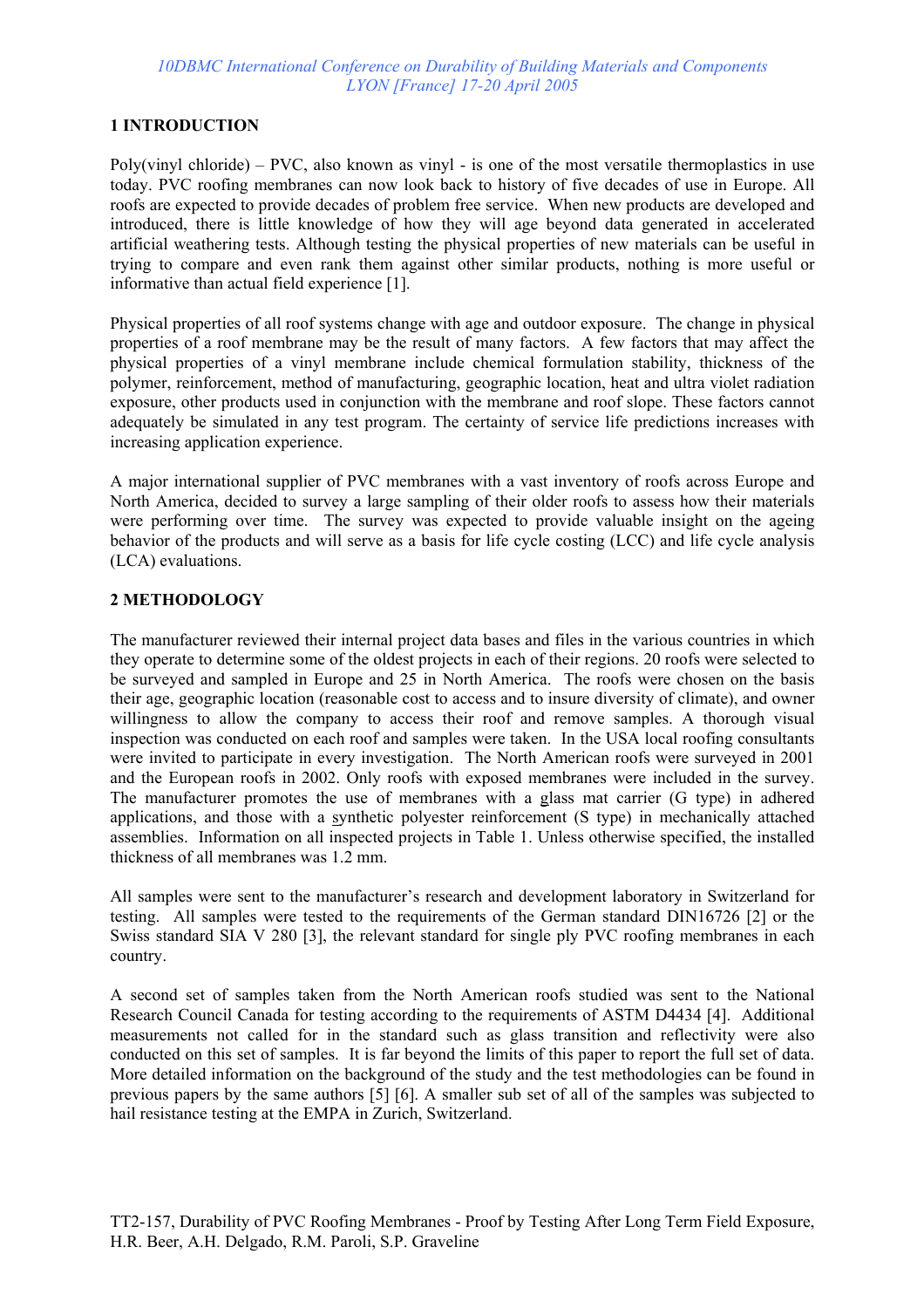## 1 INTRODUCTION

Poly(vinyl chloride) – PVC, also known as vinyl - is one of the most versatile thermoplastics in use today. PVC roofing membranes can now look back to history of five decades of use in Europe. All roofs are expected to provide decades of problem free service. When new products are developed and introduced, there is little knowledge of how they will age beyond data generated in accelerated artificial weathering tests. Although testing the physical properties of new materials can be useful in trying to compare and even rank them against other similar products, nothing is more useful or informative than actual field experience [1].

Physical properties of all roof systems change with age and outdoor exposure. The change in physical properties of a roof membrane may be the result of many factors. A few factors that may affect the physical properties of a vinyl membrane include chemical formulation stability, thickness of the polymer, reinforcement, method of manufacturing, geographic location, heat and ultra violet radiation exposure, other products used in conjunction with the membrane and roof slope. These factors cannot adequately be simulated in any test program. The certainty of service life predictions increases with increasing application experience.

A major international supplier of PVC membranes with a vast inventory of roofs across Europe and North America, decided to survey a large sampling of their older roofs to assess how their materials were performing over time. The survey was expected to provide valuable insight on the ageing behavior of the products and will serve as a basis for life cycle costing (LCC) and life cycle analysis (LCA) evaluations.

## 2 METHODOLOGY

The manufacturer reviewed their internal project data bases and files in the various countries in which they operate to determine some of the oldest projects in each of their regions. 20 roofs were selected to be surveyed and sampled in Europe and 25 in North America. The roofs were chosen on the basis their age, geographic location (reasonable cost to access and to insure diversity of climate), and owner willingness to allow the company to access their roof and remove samples. A thorough visual inspection was conducted on each roof and samples were taken. In the USA local roofing consultants were invited to participate in every investigation. The North American roofs were surveyed in 2001 and the European roofs in 2002. Only roofs with exposed membranes were included in the survey. The manufacturer promotes the use of membranes with a glass mat carrier (G type) in adhered applications, and those with a synthetic polyester reinforcement (S type) in mechanically attached assemblies. Information on all inspected projects in Table 1. Unless otherwise specified, the installed thickness of all membranes was 1.2 mm.

All samples were sent to the manufacturer's research and development laboratory in Switzerland for testing. All samples were tested to the requirements of the German standard DIN16726 [2] or the Swiss standard SIA V 280 [3], the relevant standard for single ply PVC roofing membranes in each country.

A second set of samples taken from the North American roofs studied was sent to the National Research Council Canada for testing according to the requirements of ASTM D4434 [4]. Additional measurements not called for in the standard such as glass transition and reflectivity were also conducted on this set of samples. It is far beyond the limits of this paper to report the full set of data. More detailed information on the background of the study and the test methodologies can be found in previous papers by the same authors [5] [6]. A smaller sub set of all of the samples was subjected to hail resistance testing at the EMPA in Zurich, Switzerland.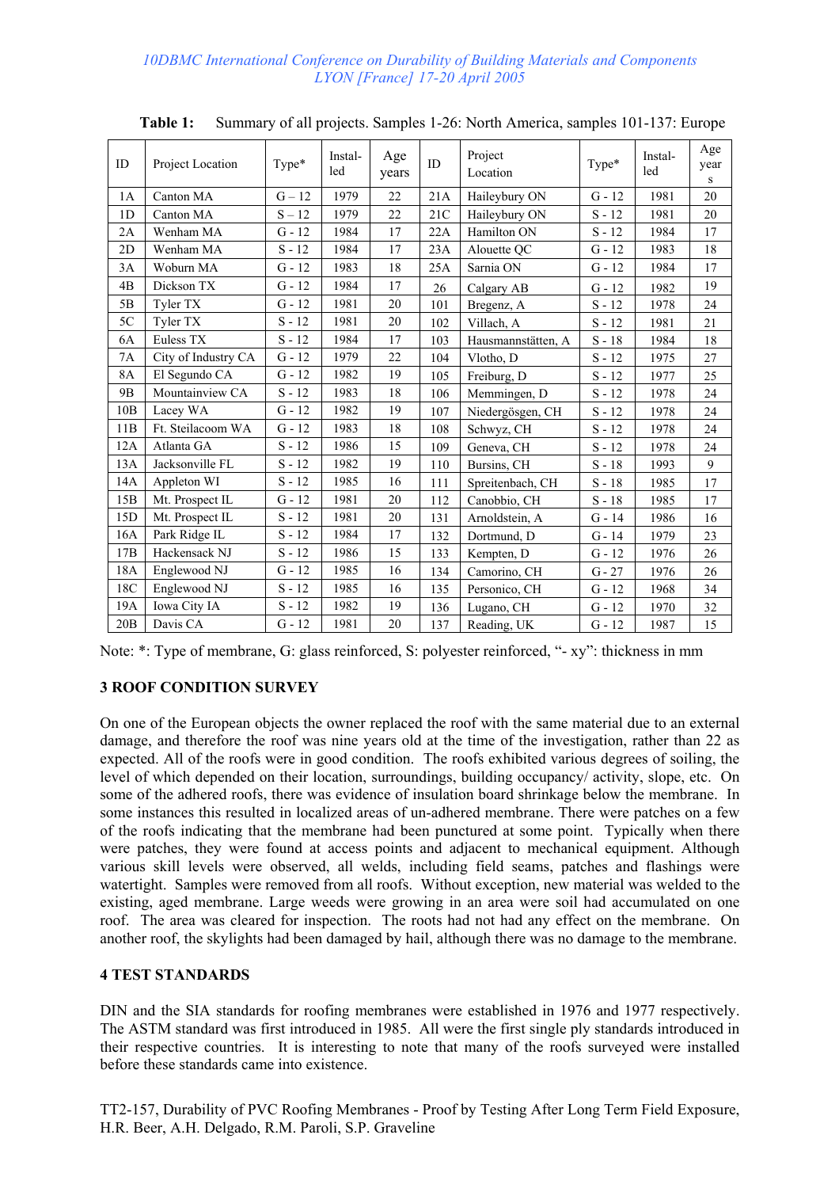**Table 1:** Summary of all projects. Samples 1-26: North America, samples 101-137: Europe

| ID | Project Location | Type* | Instal-led | Age years | ID | Project Location | Type* | Instal-led | Age years |
|---|---|---|---|---|---|---|---|---|---|
| 1A | Canton MA | G – 12 | 1979 | 22 | 21A | Haileybury ON | G - 12 | 1981 | 20 |
| 1D | Canton MA | S – 12 | 1979 | 22 | 21C | Haileybury ON | S - 12 | 1981 | 20 |
| 2A | Wenham MA | G - 12 | 1984 | 17 | 22A | Hamilton ON | S - 12 | 1984 | 17 |
| 2D | Wenham MA | S - 12 | 1984 | 17 | 23A | Alouette QC | G - 12 | 1983 | 18 |
| 3A | Woburn MA | G - 12 | 1983 | 18 | 25A | Sarnia ON | G - 12 | 1984 | 17 |
| 4B | Dickson TX | G - 12 | 1984 | 17 | 26 | Calgary AB | G - 12 | 1982 | 19 |
| 5B | Tyler TX | G - 12 | 1981 | 20 | 101 | Bregenz, A | S - 12 | 1978 | 24 |
| 5C | Tyler TX | S - 12 | 1981 | 20 | 102 | Villach, A | S - 12 | 1981 | 21 |
| 6A | Euless TX | S - 12 | 1984 | 17 | 103 | Hausmannstätten, A | S - 18 | 1984 | 18 |
| 7A | City of Industry CA | G - 12 | 1979 | 22 | 104 | Vlotho, D | S - 12 | 1975 | 27 |
| 8A | El Segundo CA | G - 12 | 1982 | 19 | 105 | Freiburg, D | S - 12 | 1977 | 25 |
| 9B | Mountainview CA | S - 12 | 1983 | 18 | 106 | Memmingen, D | S - 12 | 1978 | 24 |
| 10B | Lacey WA | G - 12 | 1982 | 19 | 107 | Niedergösgen, CH | S - 12 | 1978 | 24 |
| 11B | Ft. Steilacoom WA | G - 12 | 1983 | 18 | 108 | Schwyz, CH | S - 12 | 1978 | 24 |
| 12A | Atlanta GA | S - 12 | 1986 | 15 | 109 | Geneva, CH | S - 12 | 1978 | 24 |
| 13A | Jacksonville FL | S - 12 | 1982 | 19 | 110 | Bursins, CH | S - 18 | 1993 | 9 |
| 14A | Appleton WI | S - 12 | 1985 | 16 | 111 | Spreitenbach, CH | S - 18 | 1985 | 17 |
| 15B | Mt. Prospect IL | G - 12 | 1981 | 20 | 112 | Canobbio, CH | S - 18 | 1985 | 17 |
| 15D | Mt. Prospect IL | S - 12 | 1981 | 20 | 131 | Arnoldstein, A | G - 14 | 1986 | 16 |
| 16A | Park Ridge IL | S - 12 | 1984 | 17 | 132 | Dortmund, D | G - 14 | 1979 | 23 |
| 17B | Hackensack NJ | S - 12 | 1986 | 15 | 133 | Kempten, D | G - 12 | 1976 | 26 |
| 18A | Englewood NJ | G - 12 | 1985 | 16 | 134 | Camorino, CH | G - 27 | 1976 | 26 |
| 18C | Englewood NJ | S - 12 | 1985 | 16 | 135 | Personico, CH | G - 12 | 1968 | 34 |
| 19A | Iowa City IA | S - 12 | 1982 | 19 | 136 | Lugano, CH | G - 12 | 1970 | 32 |
| 20B | Davis CA | G - 12 | 1981 | 20 | 137 | Reading, UK | G - 12 | 1987 | 15 |

Note: *: Type of membrane, G: glass reinforced, S: polyester reinforced, "- xy": thickness in mm

## 3 ROOF CONDITION SURVEY

On one of the European objects the owner replaced the roof with the same material due to an external damage, and therefore the roof was nine years old at the time of the investigation, rather than 22 as expected. All of the roofs were in good condition. The roofs exhibited various degrees of soiling, the level of which depended on their location, surroundings, building occupancy/ activity, slope, etc. On some of the adhered roofs, there was evidence of insulation board shrinkage below the membrane. In some instances this resulted in localized areas of un-adhered membrane. There were patches on a few of the roofs indicating that the membrane had been punctured at some point. Typically when there were patches, they were found at access points and adjacent to mechanical equipment. Although various skill levels were observed, all welds, including field seams, patches and flashings were watertight. Samples were removed from all roofs. Without exception, new material was welded to the existing, aged membrane. Large weeds were growing in an area were soil had accumulated on one roof. The area was cleared for inspection. The roots had not had any effect on the membrane. On another roof, the skylights had been damaged by hail, although there was no damage to the membrane.

## 4 TEST STANDARDS

DIN and the SIA standards for roofing membranes were established in 1976 and 1977 respectively. The ASTM standard was first introduced in 1985. All were the first single ply standards introduced in their respective countries. It is interesting to note that many of the roofs surveyed were installed before these standards came into existence.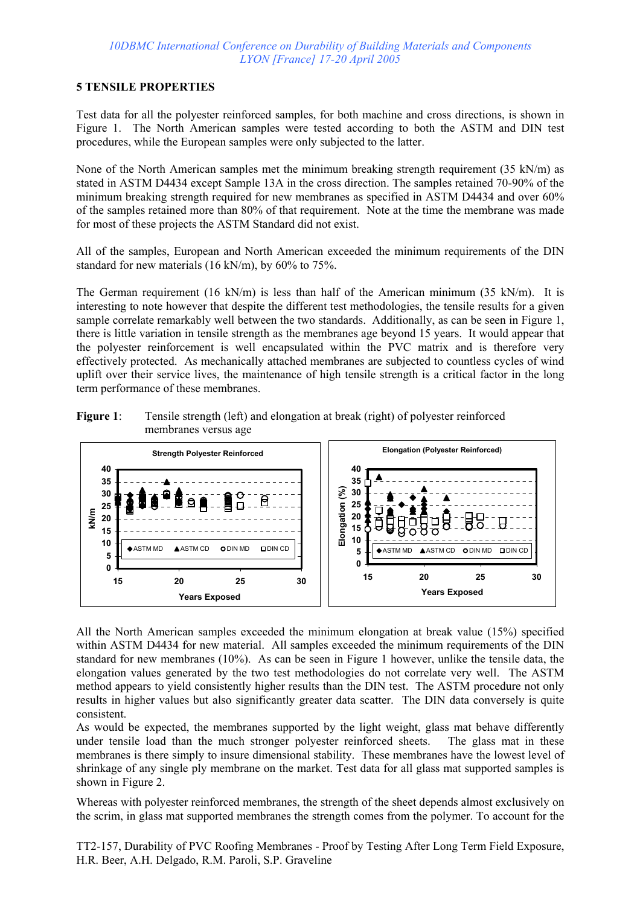## 5 TENSILE PROPERTIES

Test data for all the polyester reinforced samples, for both machine and cross directions, is shown in Figure 1. The North American samples were tested according to both the ASTM and DIN test procedures, while the European samples were only subjected to the latter.

None of the North American samples met the minimum breaking strength requirement (35 kN/m) as stated in ASTM D4434 except Sample 13A in the cross direction. The samples retained 70-90% of the minimum breaking strength required for new membranes as specified in ASTM D4434 and over 60% of the samples retained more than 80% of that requirement. Note at the time the membrane was made for most of these projects the ASTM Standard did not exist.

All of the samples, European and North American exceeded the minimum requirements of the DIN standard for new materials (16 kN/m), by 60% to 75%.

The German requirement (16 kN/m) is less than half of the American minimum (35 kN/m). It is interesting to note however that despite the different test methodologies, the tensile results for a given sample correlate remarkably well between the two standards. Additionally, as can be seen in Figure 1, there is little variation in tensile strength as the membranes age beyond 15 years. It would appear that the polyester reinforcement is well encapsulated within the PVC matrix and is therefore very effectively protected. As mechanically attached membranes are subjected to countless cycles of wind uplift over their service lives, the maintenance of high tensile strength is a critical factor in the long term performance of these membranes.

**Figure 1**: Tensile strength (left) and elongation at break (right) of polyester reinforced membranes versus age

All the North American samples exceeded the minimum elongation at break value (15%) specified within ASTM D4434 for new material. All samples exceeded the minimum requirements of the DIN standard for new membranes (10%). As can be seen in Figure 1 however, unlike the tensile data, the elongation values generated by the two test methodologies do not correlate very well. The ASTM method appears to yield consistently higher results than the DIN test. The ASTM procedure not only results in higher values but also significantly greater data scatter. The DIN data conversely is quite consistent.

As would be expected, the membranes supported by the light weight, glass mat behave differently under tensile load than the much stronger polyester reinforced sheets. The glass mat in these membranes is there simply to insure dimensional stability. These membranes have the lowest level of shrinkage of any single ply membrane on the market. Test data for all glass mat supported samples is shown in Figure 2.

Whereas with polyester reinforced membranes, the strength of the sheet depends almost exclusively on the scrim, in glass mat supported membranes the strength comes from the polymer. To account for the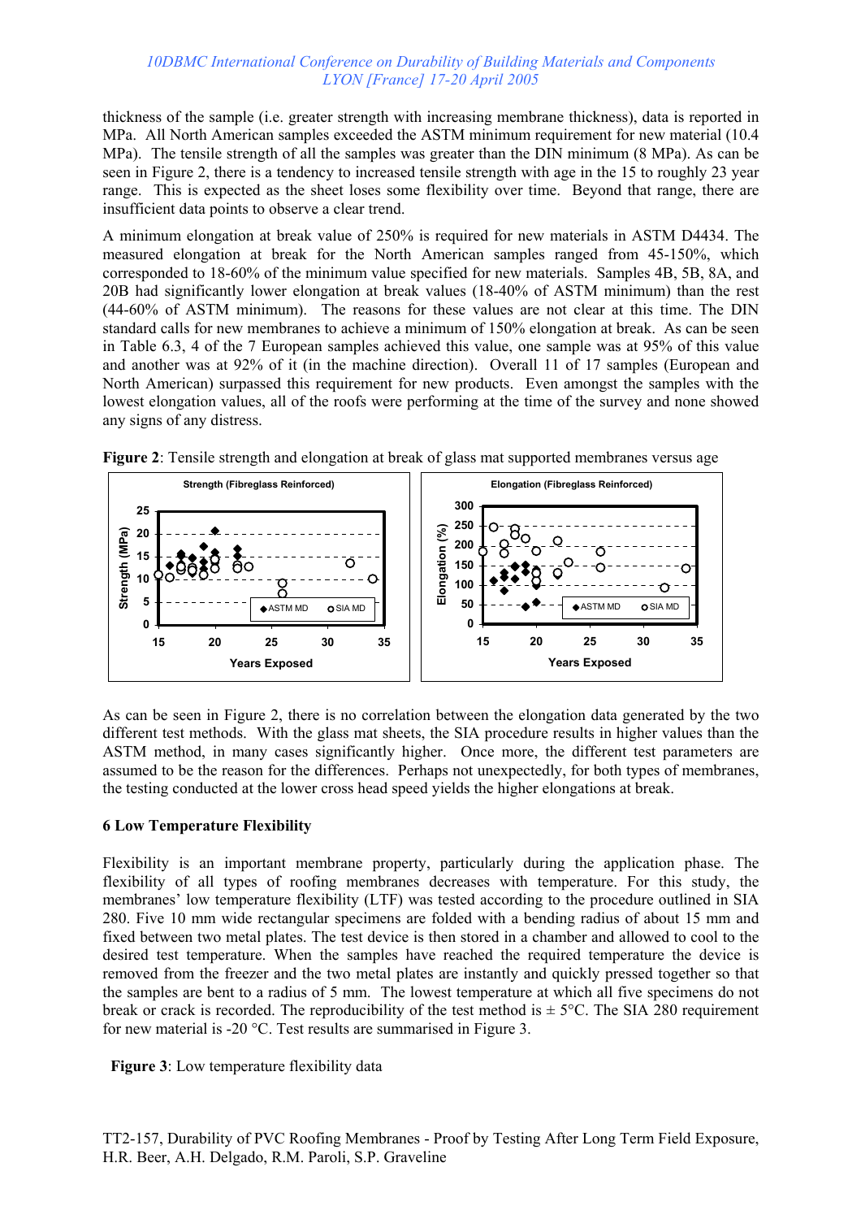thickness of the sample (i.e. greater strength with increasing membrane thickness), data is reported in MPa. All North American samples exceeded the ASTM minimum requirement for new material (10.4 MPa). The tensile strength of all the samples was greater than the DIN minimum (8 MPa). As can be seen in Figure 2, there is a tendency to increased tensile strength with age in the 15 to roughly 23 year range. This is expected as the sheet loses some flexibility over time. Beyond that range, there are insufficient data points to observe a clear trend.

A minimum elongation at break value of 250% is required for new materials in ASTM D4434. The measured elongation at break for the North American samples ranged from 45-150%, which corresponded to 18-60% of the minimum value specified for new materials. Samples 4B, 5B, 8A, and 20B had significantly lower elongation at break values (18-40% of ASTM minimum) than the rest (44-60% of ASTM minimum). The reasons for these values are not clear at this time. The DIN standard calls for new membranes to achieve a minimum of 150% elongation at break. As can be seen in Table 6.3, 4 of the 7 European samples achieved this value, one sample was at 95% of this value and another was at 92% of it (in the machine direction). Overall 11 of 17 samples (European and North American) surpassed this requirement for new products. Even amongst the samples with the lowest elongation values, all of the roofs were performing at the time of the survey and none showed any signs of any distress.

**Figure 2**: Tensile strength and elongation at break of glass mat supported membranes versus age

As can be seen in Figure 2, there is no correlation between the elongation data generated by the two different test methods. With the glass mat sheets, the SIA procedure results in higher values than the ASTM method, in many cases significantly higher. Once more, the different test parameters are assumed to be the reason for the differences. Perhaps not unexpectedly, for both types of membranes, the testing conducted at the lower cross head speed yields the higher elongations at break.

## 6 Low Temperature Flexibility

Flexibility is an important membrane property, particularly during the application phase. The flexibility of all types of roofing membranes decreases with temperature. For this study, the membranes' low temperature flexibility (LTF) was tested according to the procedure outlined in SIA 280. Five 10 mm wide rectangular specimens are folded with a bending radius of about 15 mm and fixed between two metal plates. The test device is then stored in a chamber and allowed to cool to the desired test temperature. When the samples have reached the required temperature the device is removed from the freezer and the two metal plates are instantly and quickly pressed together so that the samples are bent to a radius of 5 mm. The lowest temperature at which all five specimens do not break or crack is recorded. The reproducibility of the test method is ± 5°C. The SIA 280 requirement for new material is -20 °C. Test results are summarised in Figure 3.

**Figure 3**: Low temperature flexibility data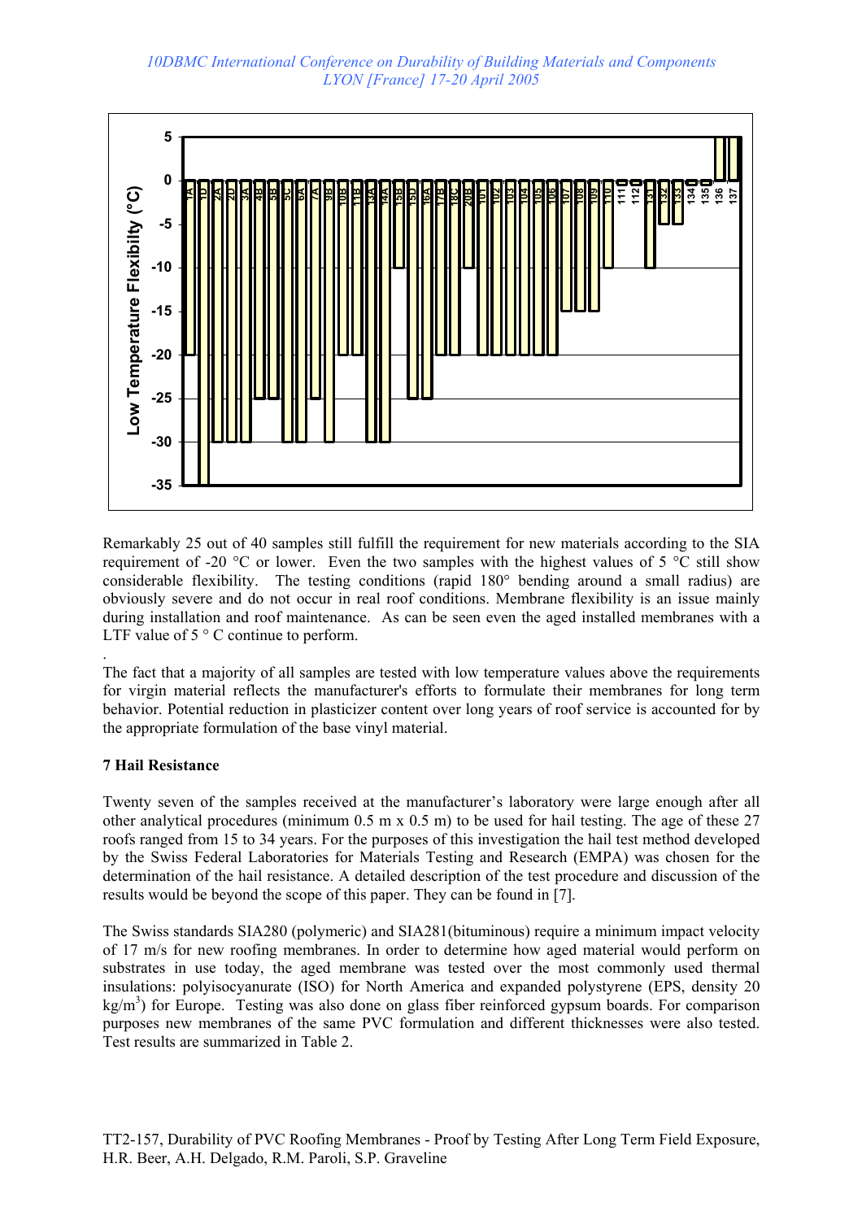Remarkably 25 out of 40 samples still fulfill the requirement for new materials according to the SIA requirement of -20 °C or lower. Even the two samples with the highest values of 5 °C still show considerable flexibility. The testing conditions (rapid 180° bending around a small radius) are obviously severe and do not occur in real roof conditions. Membrane flexibility is an issue mainly during installation and roof maintenance. As can be seen even the aged installed membranes with a LTF value of 5 ° C continue to perform.

The fact that a majority of all samples are tested with low temperature values above the requirements for virgin material reflects the manufacturer's efforts to formulate their membranes for long term behavior. Potential reduction in plasticizer content over long years of roof service is accounted for by the appropriate formulation of the base vinyl material.

### 7 Hail Resistance

Twenty seven of the samples received at the manufacturer's laboratory were large enough after all other analytical procedures (minimum 0.5 m x 0.5 m) to be used for hail testing. The age of these 27 roofs ranged from 15 to 34 years. For the purposes of this investigation the hail test method developed by the Swiss Federal Laboratories for Materials Testing and Research (EMPA) was chosen for the determination of the hail resistance. A detailed description of the test procedure and discussion of the results would be beyond the scope of this paper. They can be found in [7].

The Swiss standards SIA280 (polymeric) and SIA281(bituminous) require a minimum impact velocity of 17 m/s for new roofing membranes. In order to determine how aged material would perform on substrates in use today, the aged membrane was tested over the most commonly used thermal insulations: polyisocyanurate (ISO) for North America and expanded polystyrene (EPS, density 20 kg/m$^3$) for Europe. Testing was also done on glass fiber reinforced gypsum boards. For comparison purposes new membranes of the same PVC formulation and different thicknesses were also tested. Test results are summarized in Table 2.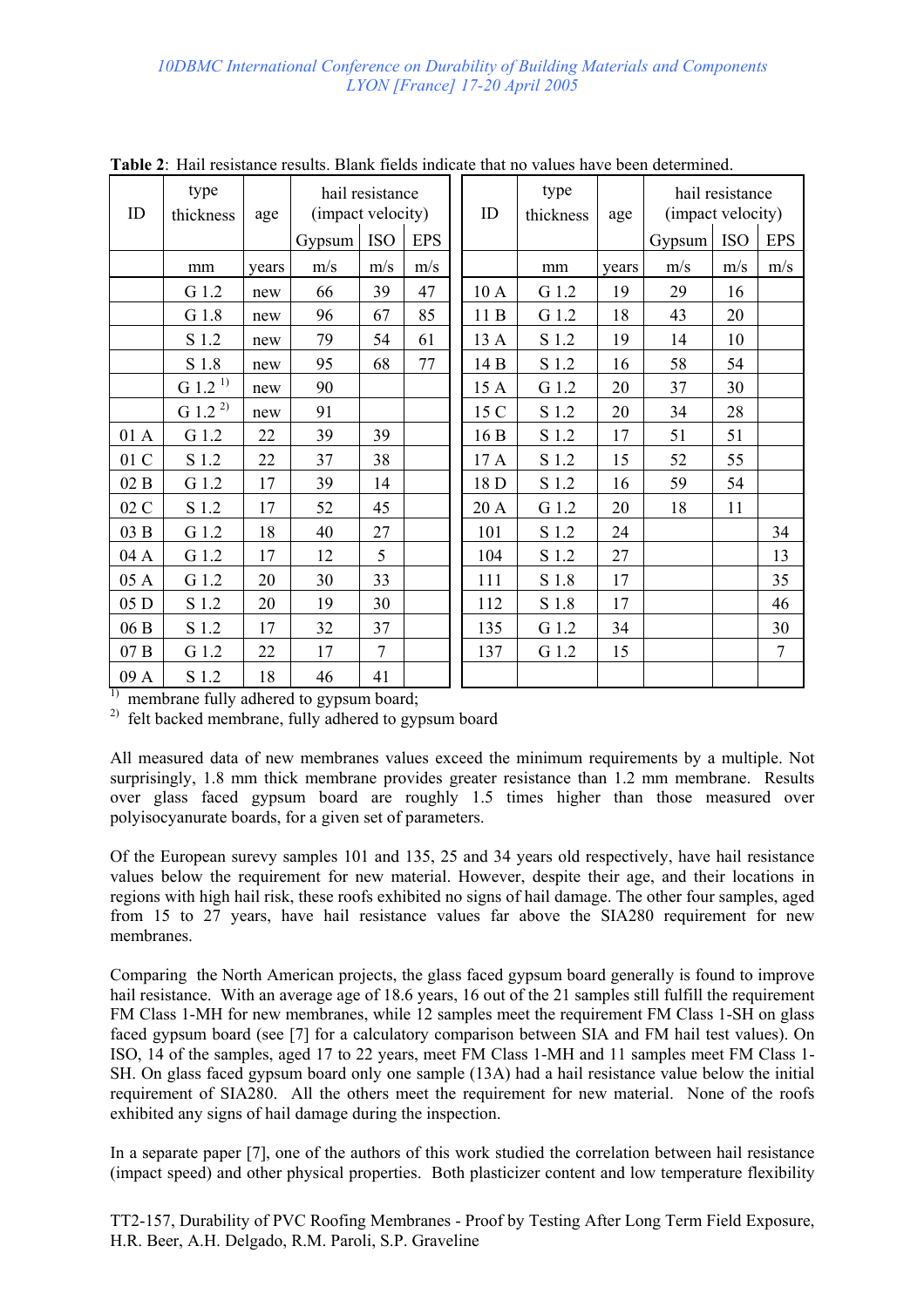**Table 2**: Hail resistance results. Blank fields indicate that no values have been determined.

| ID | type thickness | age | hail resistance (impact velocity) | | | ID | type thickness | age | hail resistance (impact velocity) | | |
|---|---|---|---|---|---|---|---|---|---|---|---|
| | | | Gypsum | ISO | EPS | | | | Gypsum | ISO | EPS |
| | mm | years | m/s | m/s | m/s | | mm | years | m/s | m/s | m/s |
| | G 1.2 | new | 66 | 39 | 47 | 10 A | G 1.2 | 19 | 29 | 16 | |
| | G 1.8 | new | 96 | 67 | 85 | 11 B | G 1.2 | 18 | 43 | 20 | |
| | S 1.2 | new | 79 | 54 | 61 | 13 A | S 1.2 | 19 | 14 | 10 | |
| | S 1.8 | new | 95 | 68 | 77 | 14 B | S 1.2 | 16 | 58 | 54 | |
| | G 1.2 [1)] | new | 90 | | | 15 A | G 1.2 | 20 | 37 | 30 | |
| | G 1.2 [2)] | new | 91 | | | 15 C | S 1.2 | 20 | 34 | 28 | |
| 01 A | G 1.2 | 22 | 39 | 39 | | 16 B | S 1.2 | 17 | 51 | 51 | |
| 01 C | S 1.2 | 22 | 37 | 38 | | 17 A | S 1.2 | 15 | 52 | 55 | |
| 02 B | G 1.2 | 17 | 39 | 14 | | 18 D | S 1.2 | 16 | 59 | 54 | |
| 02 C | S 1.2 | 17 | 52 | 45 | | 20 A | G 1.2 | 20 | 18 | 11 | |
| 03 B | G 1.2 | 18 | 40 | 27 | | 101 | S 1.2 | 24 | | | 34 |
| 04 A | G 1.2 | 17 | 12 | 5 | | 104 | S 1.2 | 27 | | | 13 |
| 05 A | G 1.2 | 20 | 30 | 33 | | 111 | S 1.8 | 17 | | | 35 |
| 05 D | S 1.2 | 20 | 19 | 30 | | 112 | S 1.8 | 17 | | | 46 |
| 06 B | S 1.2 | 17 | 32 | 37 | | 135 | G 1.2 | 34 | | | 30 |
| 07 B | G 1.2 | 22 | 17 | 7 | | 137 | G 1.2 | 15 | | | 7 |
| 09 A | S 1.2 | 18 | 46 | 41 | | | | | | | |

[1)] membrane fully adhered to gypsum board;
[2)] felt backed membrane, fully adhered to gypsum board

All measured data of new membranes values exceed the minimum requirements by a multiple. Not surprisingly, 1.8 mm thick membrane provides greater resistance than 1.2 mm membrane. Results over glass faced gypsum board are roughly 1.5 times higher than those measured over polyisocyanurate boards, for a given set of parameters.

Of the European surevy samples 101 and 135, 25 and 34 years old respectively, have hail resistance values below the requirement for new material. However, despite their age, and their locations in regions with high hail risk, these roofs exhibited no signs of hail damage. The other four samples, aged from 15 to 27 years, have hail resistance values far above the SIA280 requirement for new membranes.

Comparing the North American projects, the glass faced gypsum board generally is found to improve hail resistance. With an average age of 18.6 years, 16 out of the 21 samples still fulfill the requirement FM Class 1-MH for new membranes, while 12 samples meet the requirement FM Class 1-SH on glass faced gypsum board (see [7] for a calculatory comparison between SIA and FM hail test values). On ISO, 14 of the samples, aged 17 to 22 years, meet FM Class 1-MH and 11 samples meet FM Class 1-SH. On glass faced gypsum board only one sample (13A) had a hail resistance value below the initial requirement of SIA280. All the others meet the requirement for new material. None of the roofs exhibited any signs of hail damage during the inspection.

In a separate paper [7], one of the authors of this work studied the correlation between hail resistance (impact speed) and other physical properties. Both plasticizer content and low temperature flexibility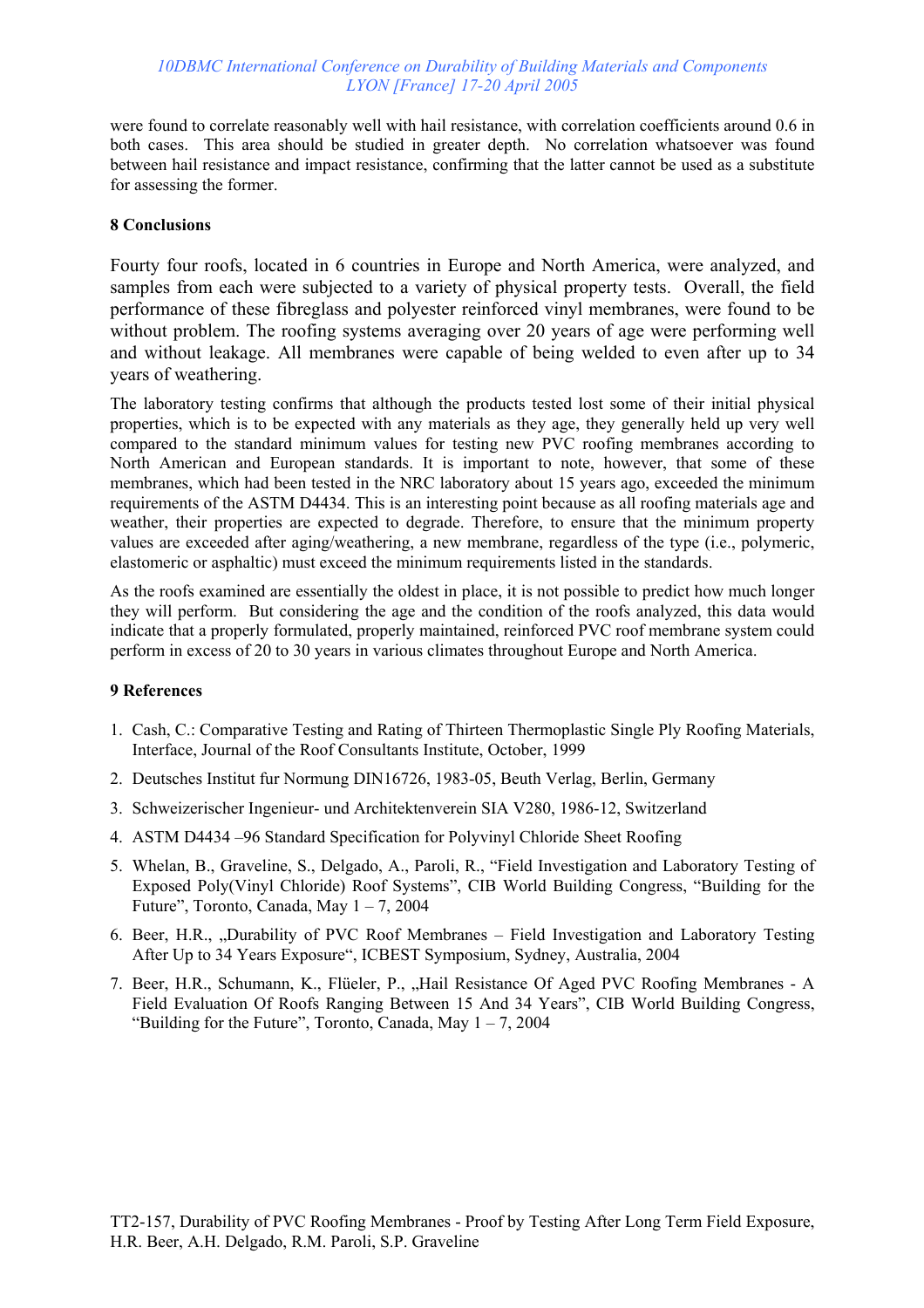were found to correlate reasonably well with hail resistance, with correlation coefficients around 0.6 in both cases. This area should be studied in greater depth. No correlation whatsoever was found between hail resistance and impact resistance, confirming that the latter cannot be used as a substitute for assessing the former.

## 8 Conclusions

Fourty four roofs, located in 6 countries in Europe and North America, were analyzed, and samples from each were subjected to a variety of physical property tests. Overall, the field performance of these fibreglass and polyester reinforced vinyl membranes, were found to be without problem. The roofing systems averaging over 20 years of age were performing well and without leakage. All membranes were capable of being welded to even after up to 34 years of weathering.

The laboratory testing confirms that although the products tested lost some of their initial physical properties, which is to be expected with any materials as they age, they generally held up very well compared to the standard minimum values for testing new PVC roofing membranes according to North American and European standards. It is important to note, however, that some of these membranes, which had been tested in the NRC laboratory about 15 years ago, exceeded the minimum requirements of the ASTM D4434. This is an interesting point because as all roofing materials age and weather, their properties are expected to degrade. Therefore, to ensure that the minimum property values are exceeded after aging/weathering, a new membrane, regardless of the type (i.e., polymeric, elastomeric or asphaltic) must exceed the minimum requirements listed in the standards.

As the roofs examined are essentially the oldest in place, it is not possible to predict how much longer they will perform. But considering the age and the condition of the roofs analyzed, this data would indicate that a properly formulated, properly maintained, reinforced PVC roof membrane system could perform in excess of 20 to 30 years in various climates throughout Europe and North America.

## 9 References

1. Cash, C.: Comparative Testing and Rating of Thirteen Thermoplastic Single Ply Roofing Materials, Interface, Journal of the Roof Consultants Institute, October, 1999
2. Deutsches Institut fur Normung DIN16726, 1983-05, Beuth Verlag, Berlin, Germany
3. Schweizerischer Ingenieur- und Architektenverein SIA V280, 1986-12, Switzerland
4. ASTM D4434 –96 Standard Specification for Polyvinyl Chloride Sheet Roofing
5. Whelan, B., Graveline, S., Delgado, A., Paroli, R., "Field Investigation and Laboratory Testing of Exposed Poly(Vinyl Chloride) Roof Systems", CIB World Building Congress, "Building for the Future", Toronto, Canada, May 1 – 7, 2004
6. Beer, H.R., „Durability of PVC Roof Membranes – Field Investigation and Laboratory Testing After Up to 34 Years Exposure", ICBEST Symposium, Sydney, Australia, 2004
7. Beer, H.R., Schumann, K., Flüeler, P., „Hail Resistance Of Aged PVC Roofing Membranes - A Field Evaluation Of Roofs Ranging Between 15 And 34 Years", CIB World Building Congress, "Building for the Future", Toronto, Canada, May 1 – 7, 2004